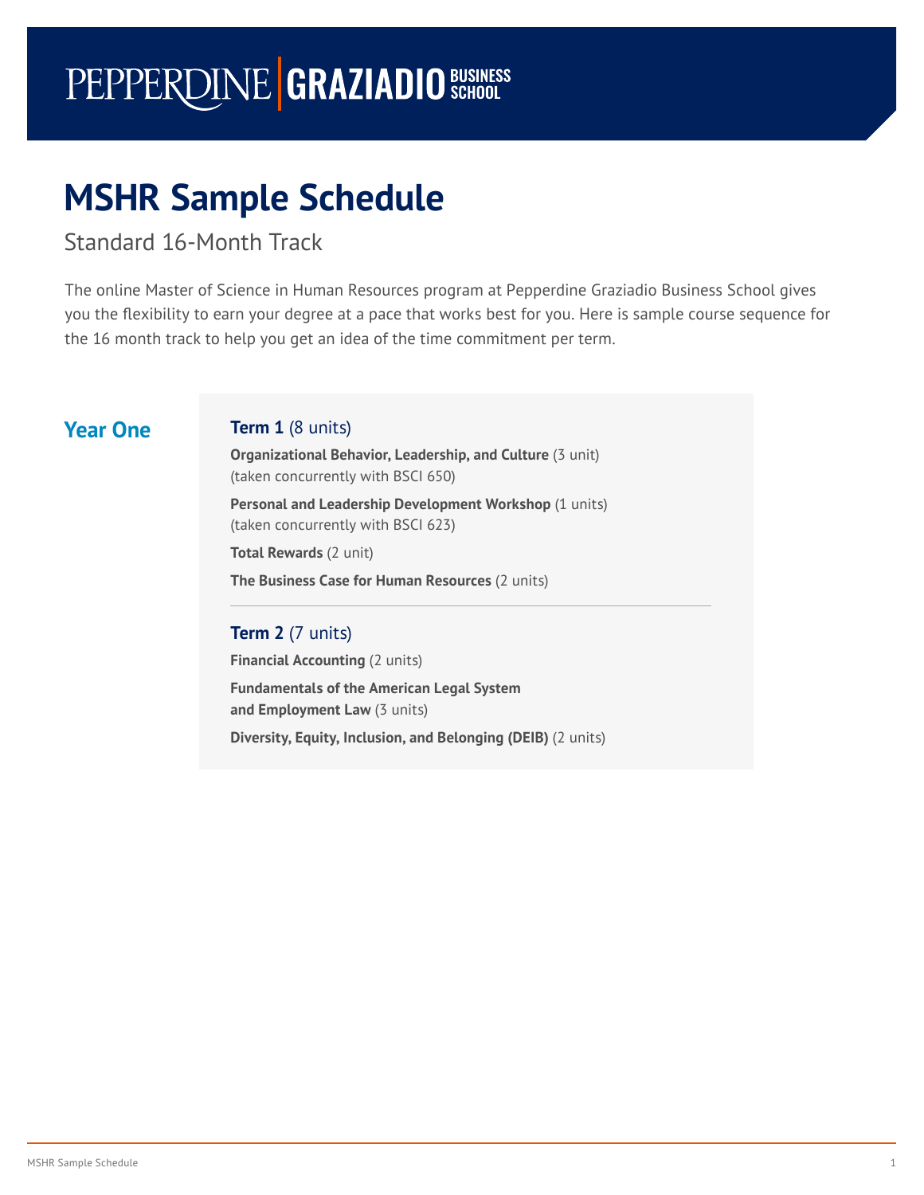PEPPERDINE | GRAZIADIO BUSINESS SCHOOL

# MSHR Sample Schedule

Standard 16-Month Track

The online Master of Science in Human Resources program at Pepperdine Graziadio Business School gives you the flexibility to earn your degree at a pace that works best for you. Here is sample course sequence for the 16 month track to help you get an idea of the time commitment per term.

## Year One

### Term 1 (8 units)

**Organizational Behavior, Leadership, and Culture** (3 unit)
(taken concurrently with BSCI 650)

**Personal and Leadership Development Workshop** (1 units)
(taken concurrently with BSCI 623)

**Total Rewards** (2 unit)

**The Business Case for Human Resources** (2 units)

### Term 2 (7 units)

**Financial Accounting** (2 units)

**Fundamentals of the American Legal System and Employment Law** (3 units)

**Diversity, Equity, Inclusion, and Belonging (DEIB)** (2 units)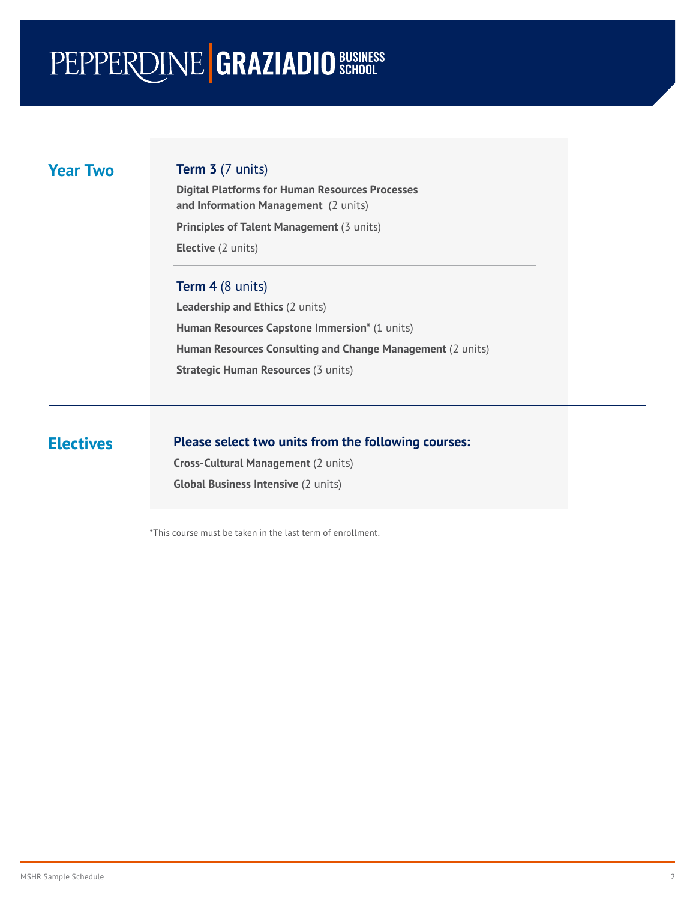## Year Two

### Term 3 (7 units)

**Digital Platforms for Human Resources Processes and Information Management** (2 units)

**Principles of Talent Management** (3 units)

**Elective** (2 units)

### Term 4 (8 units)

**Leadership and Ethics** (2 units)

**Human Resources Capstone Immersion*** (1 units)

**Human Resources Consulting and Change Management** (2 units)

**Strategic Human Resources** (3 units)

## Electives

### Please select two units from the following courses:

**Cross-Cultural Management** (2 units)

**Global Business Intensive** (2 units)

*This course must be taken in the last term of enrollment.